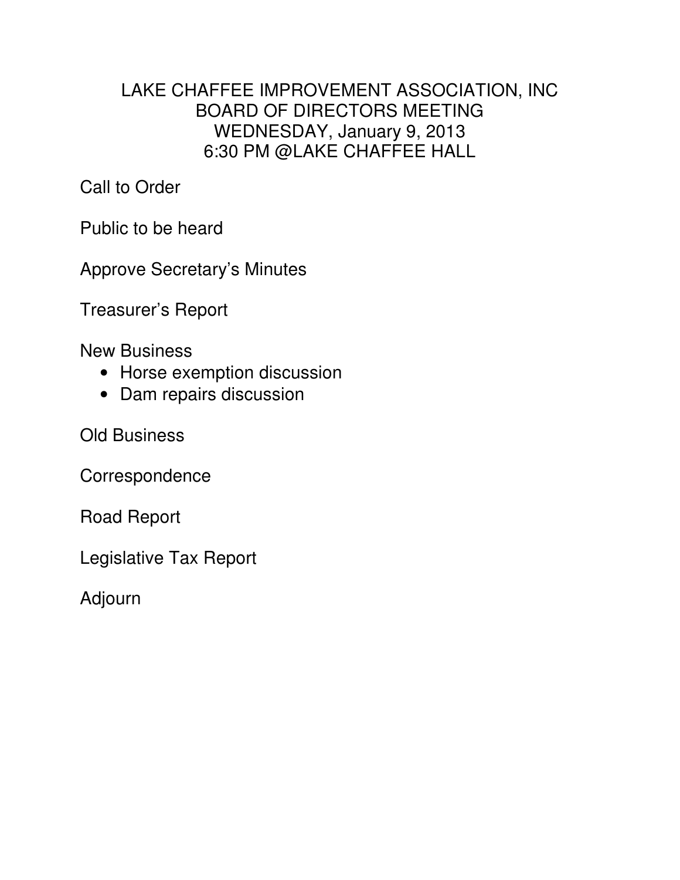# LAKE CHAFFEE IMPROVEMENT ASSOCIATION, INC
## BOARD OF DIRECTORS MEETING
## WEDNESDAY, January 9, 2013
## 6:30 PM @LAKE CHAFFEE HALL

Call to Order

Public to be heard

Approve Secretary's Minutes

Treasurer's Report

New Business

- Horse exemption discussion
- Dam repairs discussion

Old Business

Correspondence

Road Report

Legislative Tax Report

Adjourn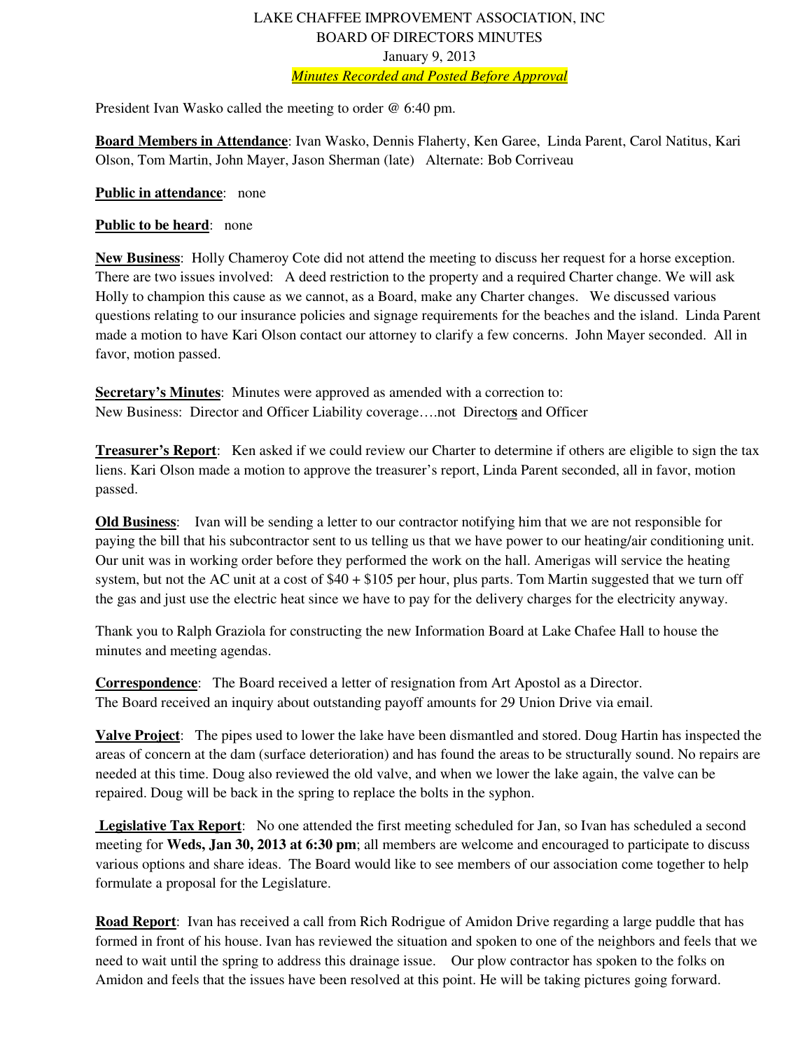LAKE CHAFFEE IMPROVEMENT ASSOCIATION, INC
BOARD OF DIRECTORS MINUTES
January 9, 2013
*Minutes Recorded and Posted Before Approval*

President Ivan Wasko called the meeting to order @ 6:40 pm.

**Board Members in Attendance**: Ivan Wasko, Dennis Flaherty, Ken Garee, Linda Parent, Carol Natitus, Kari Olson, Tom Martin, John Mayer, Jason Sherman (late) Alternate: Bob Corriveau

**Public in attendance**: none

**Public to be heard**: none

**New Business**: Holly Chameroy Cote did not attend the meeting to discuss her request for a horse exception. There are two issues involved: A deed restriction to the property and a required Charter change. We will ask Holly to champion this cause as we cannot, as a Board, make any Charter changes. We discussed various questions relating to our insurance policies and signage requirements for the beaches and the island. Linda Parent made a motion to have Kari Olson contact our attorney to clarify a few concerns. John Mayer seconded. All in favor, motion passed.

**Secretary's Minutes**: Minutes were approved as amended with a correction to:
New Business: Director and Officer Liability coverage….not Directo**rs** and Officer

**Treasurer's Report**: Ken asked if we could review our Charter to determine if others are eligible to sign the tax liens. Kari Olson made a motion to approve the treasurer's report, Linda Parent seconded, all in favor, motion passed.

**Old Business**: Ivan will be sending a letter to our contractor notifying him that we are not responsible for paying the bill that his subcontractor sent to us telling us that we have power to our heating/air conditioning unit. Our unit was in working order before they performed the work on the hall. Amerigas will service the heating system, but not the AC unit at a cost of $40 + $105 per hour, plus parts. Tom Martin suggested that we turn off the gas and just use the electric heat since we have to pay for the delivery charges for the electricity anyway.

Thank you to Ralph Graziola for constructing the new Information Board at Lake Chafee Hall to house the minutes and meeting agendas.

**Correspondence**: The Board received a letter of resignation from Art Apostol as a Director.
The Board received an inquiry about outstanding payoff amounts for 29 Union Drive via email.

**Valve Project**: The pipes used to lower the lake have been dismantled and stored. Doug Hartin has inspected the areas of concern at the dam (surface deterioration) and has found the areas to be structurally sound. No repairs are needed at this time. Doug also reviewed the old valve, and when we lower the lake again, the valve can be repaired. Doug will be back in the spring to replace the bolts in the syphon.

**Legislative Tax Report**: No one attended the first meeting scheduled for Jan, so Ivan has scheduled a second meeting for **Weds, Jan 30, 2013 at 6:30 pm**; all members are welcome and encouraged to participate to discuss various options and share ideas. The Board would like to see members of our association come together to help formulate a proposal for the Legislature.

**Road Report**: Ivan has received a call from Rich Rodrigue of Amidon Drive regarding a large puddle that has formed in front of his house. Ivan has reviewed the situation and spoken to one of the neighbors and feels that we need to wait until the spring to address this drainage issue. Our plow contractor has spoken to the folks on Amidon and feels that the issues have been resolved at this point. He will be taking pictures going forward.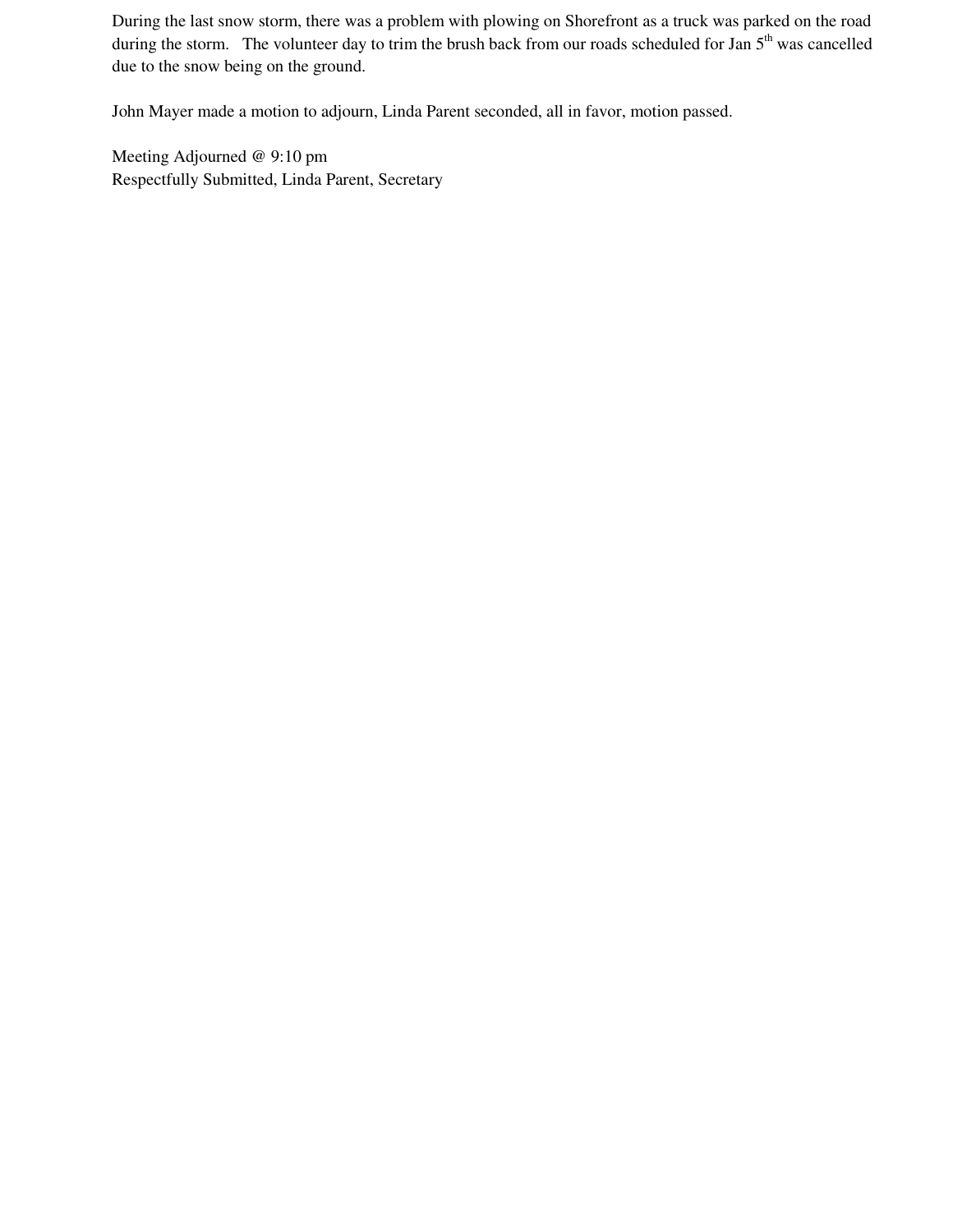During the last snow storm, there was a problem with plowing on Shorefront as a truck was parked on the road during the storm. The volunteer day to trim the brush back from our roads scheduled for Jan 5th was cancelled due to the snow being on the ground.

John Mayer made a motion to adjourn, Linda Parent seconded, all in favor, motion passed.

Meeting Adjourned @ 9:10 pm
Respectfully Submitted, Linda Parent, Secretary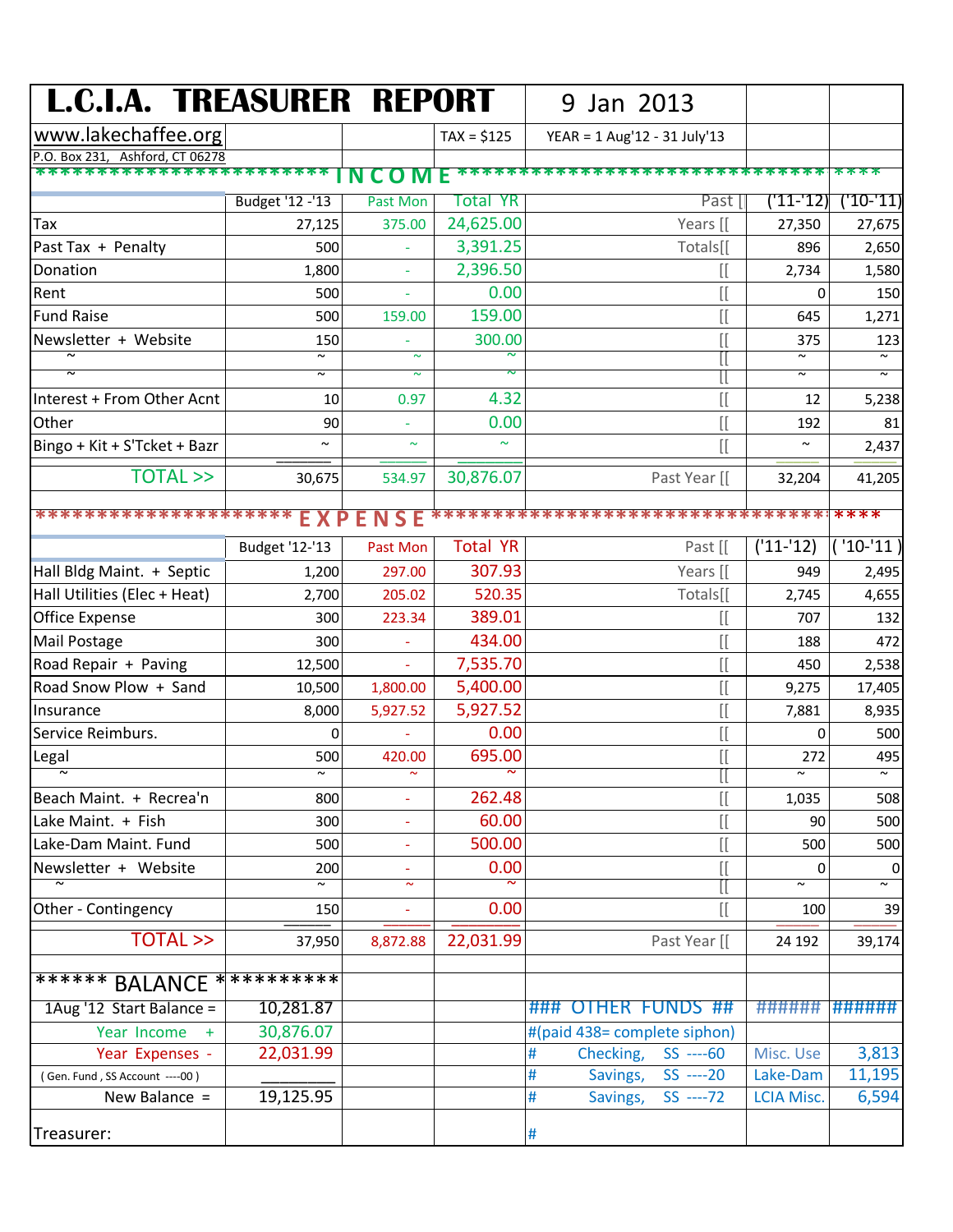# L.C.I.A. TREASURER REPORT

9 Jan 2013

www.lakechaffee.org | TAX = $125 | YEAR = 1 Aug'12 - 31 July'13

P.O. Box 231, Ashford, CT 06278

## INCOME

| | Budget '12 -'13 | Past Mon | Total YR | | ('11-'12) | ('10-'11) |
|---|---|---|---|---|---|---|
| Tax | 27,125 | 375.00 | 24,625.00 | Past Years Totals | 27,350 | 27,675 |
| Past Tax + Penalty | 500 | - | 3,391.25 | | 896 | 2,650 |
| Donation | 1,800 | - | 2,396.50 | | 2,734 | 1,580 |
| Rent | 500 | - | 0.00 | | 0 | 150 |
| Fund Raise | 500 | 159.00 | 159.00 | | 645 | 1,271 |
| Newsletter + Website | 150 | - | 300.00 | | 375 | 123 |
| ~ | ~ | ~ | ~ | | ~ | ~ |
| ~ | ~ | ~ | ~ | | ~ | ~ |
| Interest + From Other Acnt | 10 | 0.97 | 4.32 | | 12 | 5,238 |
| Other | 90 | - | 0.00 | | 192 | 81 |
| Bingo + Kit + S'Tcket + Bazr | ~ | ~ | ~ | | ~ | 2,437 |
| TOTAL >> | 30,675 | 534.97 | 30,876.07 | Past Year | 32,204 | 41,205 |

## EXPENSE

| | Budget '12-'13 | Past Mon | Total YR | | ('11-'12) | ('10-'11) |
|---|---|---|---|---|---|---|
| Hall Bldg Maint. + Septic | 1,200 | 297.00 | 307.93 | Past Years Totals | 949 | 2,495 |
| Hall Utilities (Elec + Heat) | 2,700 | 205.02 | 520.35 | | 2,745 | 4,655 |
| Office Expense | 300 | 223.34 | 389.01 | | 707 | 132 |
| Mail Postage | 300 | - | 434.00 | | 188 | 472 |
| Road Repair + Paving | 12,500 | - | 7,535.70 | | 450 | 2,538 |
| Road Snow Plow + Sand | 10,500 | 1,800.00 | 5,400.00 | | 9,275 | 17,405 |
| Insurance | 8,000 | 5,927.52 | 5,927.52 | | 7,881 | 8,935 |
| Service Reimburs. | 0 | - | 0.00 | | 0 | 500 |
| Legal | 500 | 420.00 | 695.00 | | 272 | 495 |
| ~ | ~ | ~ | ~ | | ~ | ~ |
| Beach Maint. + Recrea'n | 800 | - | 262.48 | | 1,035 | 508 |
| Lake Maint. + Fish | 300 | - | 60.00 | | 90 | 500 |
| Lake-Dam Maint. Fund | 500 | - | 500.00 | | 500 | 500 |
| Newsletter + Website | 200 | - | 0.00 | | 0 | 0 |
| ~ | ~ | ~ | ~ | | ~ | ~ |
| Other - Contingency | 150 | - | 0.00 | | 100 | 39 |
| TOTAL >> | 37,950 | 8,872.88 | 22,031.99 | Past Year | 24 192 | 39,174 |

## BALANCE

| | |
|---|---|
| 1Aug '12 Start Balance = | 10,281.87 |
| Year Income + | 30,876.07 |
| Year Expenses - | 22,031.99 |
| ( Gen. Fund , SS Account ----00 ) | |
| New Balance = | 19,125.95 |

### OTHER FUNDS

#(paid 438= complete siphon)

| | | |
|---|---|---|
| Checking, SS ----60 | Misc. Use | 3,813 |
| Savings, SS ----20 | Lake-Dam | 11,195 |
| Savings, SS ----72 | LCIA Misc. | 6,594 |

Treasurer: